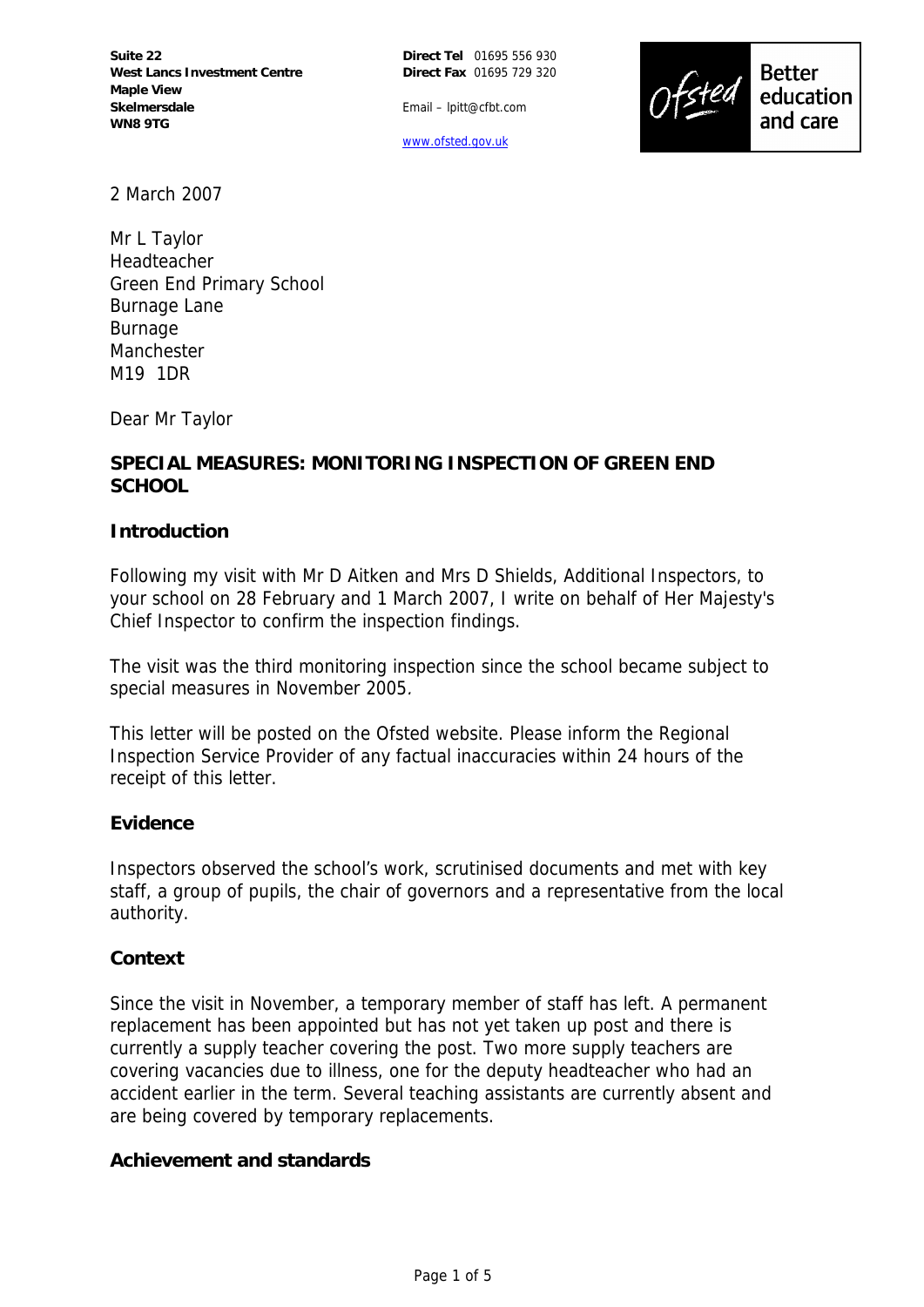**Suite 22**
**West Lancs Investment Centre**
**Maple View**
**Skelmersdale**
**WN8 9TG**

**Direct Tel** 01695 556 930
**Direct Fax** 01695 729 320

Email – lpitt@cfbt.com

www.ofsted.gov.uk

Ofsted Better education and care

2 March 2007

Mr L Taylor
Headteacher
Green End Primary School
Burnage Lane
Burnage
Manchester
M19 1DR

Dear Mr Taylor

**SPECIAL MEASURES: MONITORING INSPECTION OF GREEN END SCHOOL**

## Introduction

Following my visit with Mr D Aitken and Mrs D Shields, Additional Inspectors, to your school on 28 February and 1 March 2007, I write on behalf of Her Majesty's Chief Inspector to confirm the inspection findings.

The visit was the third monitoring inspection since the school became subject to special measures in November 2005.

This letter will be posted on the Ofsted website. Please inform the Regional Inspection Service Provider of any factual inaccuracies within 24 hours of the receipt of this letter.

## Evidence

Inspectors observed the school's work, scrutinised documents and met with key staff, a group of pupils, the chair of governors and a representative from the local authority.

## Context

Since the visit in November, a temporary member of staff has left. A permanent replacement has been appointed but has not yet taken up post and there is currently a supply teacher covering the post. Two more supply teachers are covering vacancies due to illness, one for the deputy headteacher who had an accident earlier in the term. Several teaching assistants are currently absent and are being covered by temporary replacements.

## Achievement and standards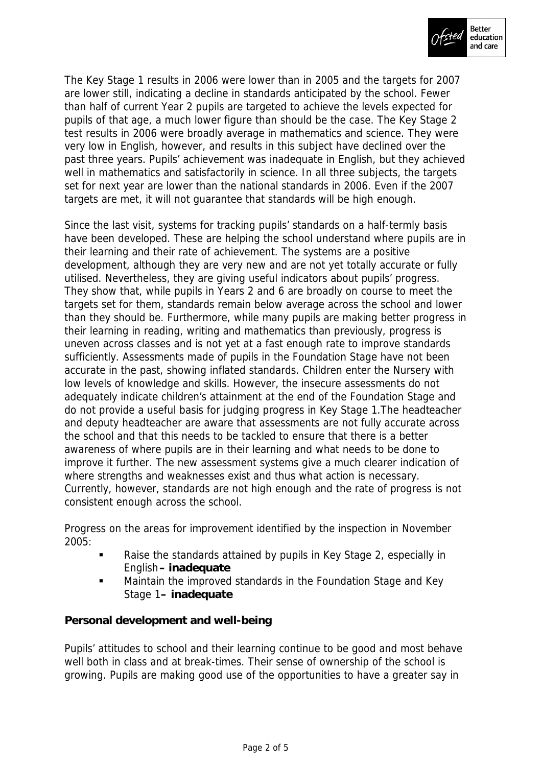The Key Stage 1 results in 2006 were lower than in 2005 and the targets for 2007 are lower still, indicating a decline in standards anticipated by the school. Fewer than half of current Year 2 pupils are targeted to achieve the levels expected for pupils of that age, a much lower figure than should be the case. The Key Stage 2 test results in 2006 were broadly average in mathematics and science. They were very low in English, however, and results in this subject have declined over the past three years. Pupils' achievement was inadequate in English, but they achieved well in mathematics and satisfactorily in science. In all three subjects, the targets set for next year are lower than the national standards in 2006. Even if the 2007 targets are met, it will not guarantee that standards will be high enough.

Since the last visit, systems for tracking pupils' standards on a half-termly basis have been developed. These are helping the school understand where pupils are in their learning and their rate of achievement. The systems are a positive development, although they are very new and are not yet totally accurate or fully utilised. Nevertheless, they are giving useful indicators about pupils' progress. They show that, while pupils in Years 2 and 6 are broadly on course to meet the targets set for them, standards remain below average across the school and lower than they should be. Furthermore, while many pupils are making better progress in their learning in reading, writing and mathematics than previously, progress is uneven across classes and is not yet at a fast enough rate to improve standards sufficiently. Assessments made of pupils in the Foundation Stage have not been accurate in the past, showing inflated standards. Children enter the Nursery with low levels of knowledge and skills. However, the insecure assessments do not adequately indicate children's attainment at the end of the Foundation Stage and do not provide a useful basis for judging progress in Key Stage 1.The headteacher and deputy headteacher are aware that assessments are not fully accurate across the school and that this needs to be tackled to ensure that there is a better awareness of where pupils are in their learning and what needs to be done to improve it further. The new assessment systems give a much clearer indication of where strengths and weaknesses exist and thus what action is necessary. Currently, however, standards are not high enough and the rate of progress is not consistent enough across the school.

Progress on the areas for improvement identified by the inspection in November 2005:

- Raise the standards attained by pupils in Key Stage 2, especially in English **– inadequate**
- Maintain the improved standards in the Foundation Stage and Key Stage 1 **– inadequate**

**Personal development and well-being**

Pupils' attitudes to school and their learning continue to be good and most behave well both in class and at break-times. Their sense of ownership of the school is growing. Pupils are making good use of the opportunities to have a greater say in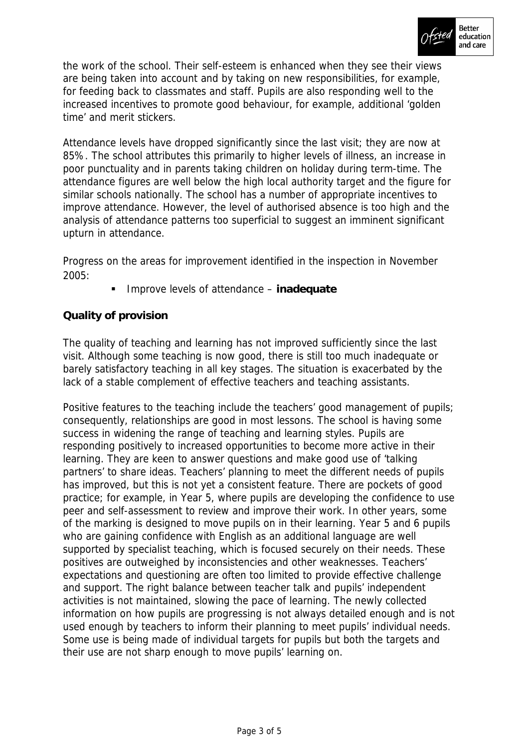the work of the school. Their self-esteem is enhanced when they see their views are being taken into account and by taking on new responsibilities, for example, for feeding back to classmates and staff. Pupils are also responding well to the increased incentives to promote good behaviour, for example, additional 'golden time' and merit stickers.

Attendance levels have dropped significantly since the last visit; they are now at 85%. The school attributes this primarily to higher levels of illness, an increase in poor punctuality and in parents taking children on holiday during term-time. The attendance figures are well below the high local authority target and the figure for similar schools nationally. The school has a number of appropriate incentives to improve attendance. However, the level of authorised absence is too high and the analysis of attendance patterns too superficial to suggest an imminent significant upturn in attendance.

Progress on the areas for improvement identified in the inspection in November 2005:

- Improve levels of attendance – **inadequate**

**Quality of provision**

The quality of teaching and learning has not improved sufficiently since the last visit. Although some teaching is now good, there is still too much inadequate or barely satisfactory teaching in all key stages. The situation is exacerbated by the lack of a stable complement of effective teachers and teaching assistants.

Positive features to the teaching include the teachers' good management of pupils; consequently, relationships are good in most lessons. The school is having some success in widening the range of teaching and learning styles. Pupils are responding positively to increased opportunities to become more active in their learning. They are keen to answer questions and make good use of 'talking partners' to share ideas. Teachers' planning to meet the different needs of pupils has improved, but this is not yet a consistent feature. There are pockets of good practice; for example, in Year 5, where pupils are developing the confidence to use peer and self-assessment to review and improve their work. In other years, some of the marking is designed to move pupils on in their learning. Year 5 and 6 pupils who are gaining confidence with English as an additional language are well supported by specialist teaching, which is focused securely on their needs. These positives are outweighed by inconsistencies and other weaknesses. Teachers' expectations and questioning are often too limited to provide effective challenge and support. The right balance between teacher talk and pupils' independent activities is not maintained, slowing the pace of learning. The newly collected information on how pupils are progressing is not always detailed enough and is not used enough by teachers to inform their planning to meet pupils' individual needs. Some use is being made of individual targets for pupils but both the targets and their use are not sharp enough to move pupils' learning on.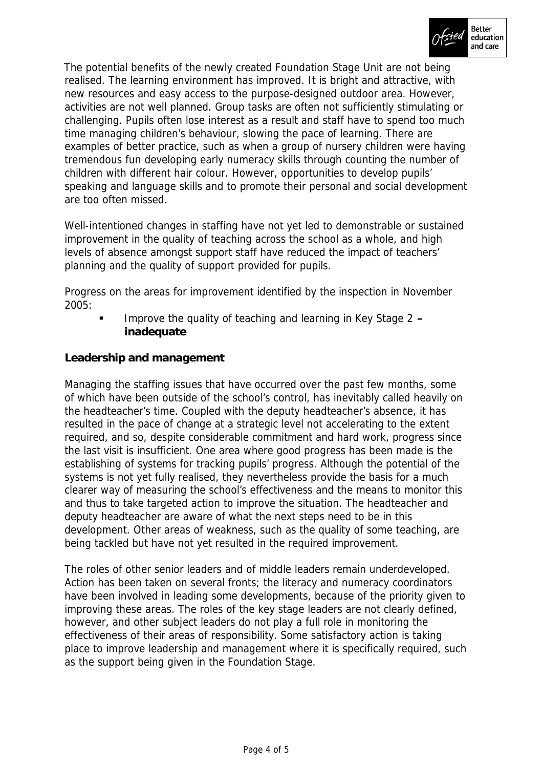The potential benefits of the newly created Foundation Stage Unit are not being realised. The learning environment has improved. It is bright and attractive, with new resources and easy access to the purpose-designed outdoor area. However, activities are not well planned. Group tasks are often not sufficiently stimulating or challenging. Pupils often lose interest as a result and staff have to spend too much time managing children's behaviour, slowing the pace of learning. There are examples of better practice, such as when a group of nursery children were having tremendous fun developing early numeracy skills through counting the number of children with different hair colour. However, opportunities to develop pupils' speaking and language skills and to promote their personal and social development are too often missed.

Well-intentioned changes in staffing have not yet led to demonstrable or sustained improvement in the quality of teaching across the school as a whole, and high levels of absence amongst support staff have reduced the impact of teachers' planning and the quality of support provided for pupils.

Progress on the areas for improvement identified by the inspection in November 2005:

- Improve the quality of teaching and learning in Key Stage 2 – **inadequate**

**Leadership and management**

Managing the staffing issues that have occurred over the past few months, some of which have been outside of the school's control, has inevitably called heavily on the headteacher's time. Coupled with the deputy headteacher's absence, it has resulted in the pace of change at a strategic level not accelerating to the extent required, and so, despite considerable commitment and hard work, progress since the last visit is insufficient. One area where good progress has been made is the establishing of systems for tracking pupils' progress. Although the potential of the systems is not yet fully realised, they nevertheless provide the basis for a much clearer way of measuring the school's effectiveness and the means to monitor this and thus to take targeted action to improve the situation. The headteacher and deputy headteacher are aware of what the next steps need to be in this development. Other areas of weakness, such as the quality of some teaching, are being tackled but have not yet resulted in the required improvement.

The roles of other senior leaders and of middle leaders remain underdeveloped. Action has been taken on several fronts; the literacy and numeracy coordinators have been involved in leading some developments, because of the priority given to improving these areas. The roles of the key stage leaders are not clearly defined, however, and other subject leaders do not play a full role in monitoring the effectiveness of their areas of responsibility. Some satisfactory action is taking place to improve leadership and management where it is specifically required, such as the support being given in the Foundation Stage.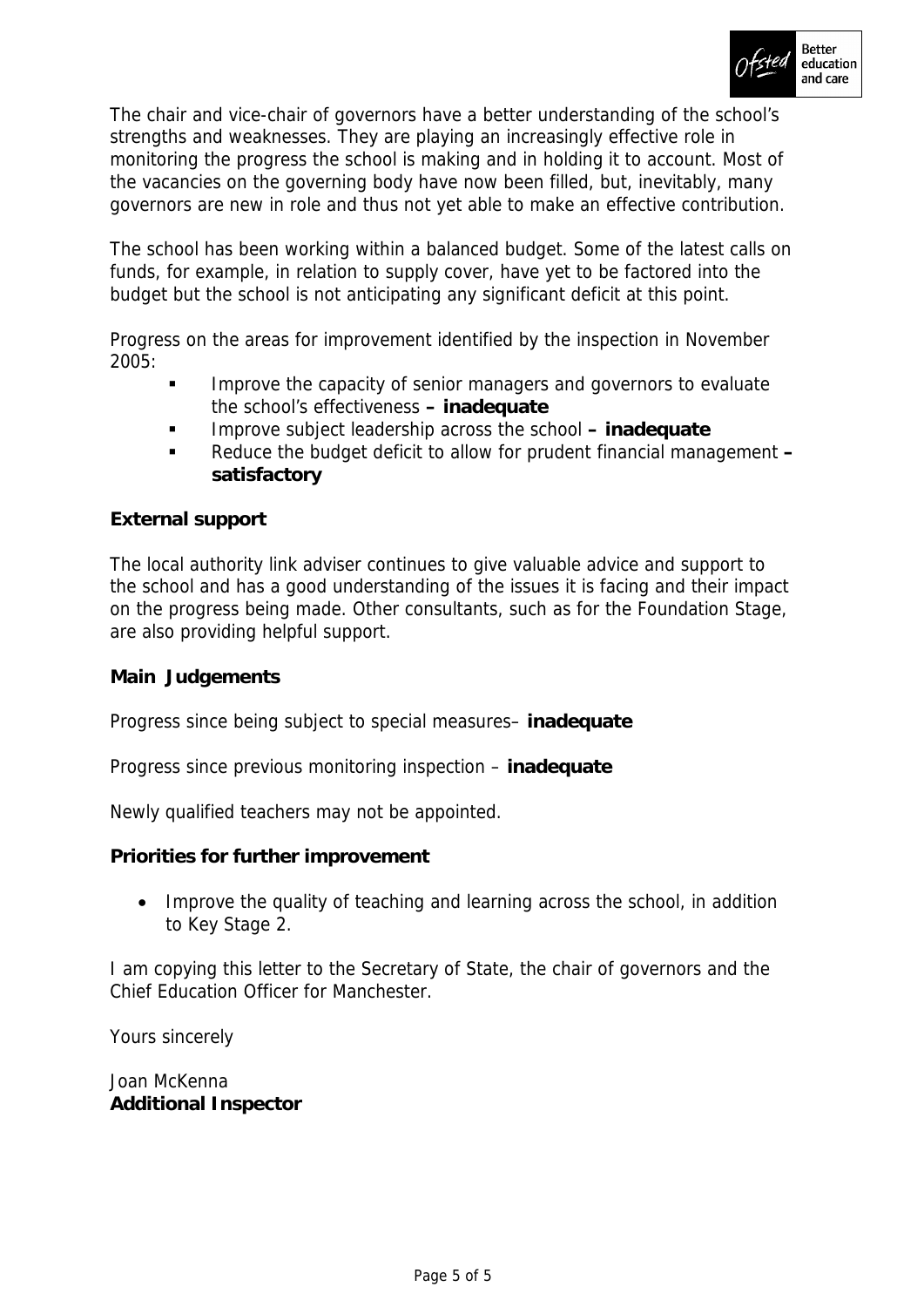The chair and vice-chair of governors have a better understanding of the school's strengths and weaknesses. They are playing an increasingly effective role in monitoring the progress the school is making and in holding it to account. Most of the vacancies on the governing body have now been filled, but, inevitably, many governors are new in role and thus not yet able to make an effective contribution.

The school has been working within a balanced budget. Some of the latest calls on funds, for example, in relation to supply cover, have yet to be factored into the budget but the school is not anticipating any significant deficit at this point.

Progress on the areas for improvement identified by the inspection in November 2005:

- Improve the capacity of senior managers and governors to evaluate the school's effectiveness **– inadequate**
- Improve subject leadership across the school **– inadequate**
- Reduce the budget deficit to allow for prudent financial management **– satisfactory**

**External support**

The local authority link adviser continues to give valuable advice and support to the school and has a good understanding of the issues it is facing and their impact on the progress being made. Other consultants, such as for the Foundation Stage, are also providing helpful support.

**Main Judgements**

Progress since being subject to special measures– **inadequate**

Progress since previous monitoring inspection – **inadequate**

Newly qualified teachers may not be appointed.

**Priorities for further improvement**

- Improve the quality of teaching and learning across the school, in addition to Key Stage 2.

I am copying this letter to the Secretary of State, the chair of governors and the Chief Education Officer for Manchester.

Yours sincerely

Joan McKenna
**Additional Inspector**